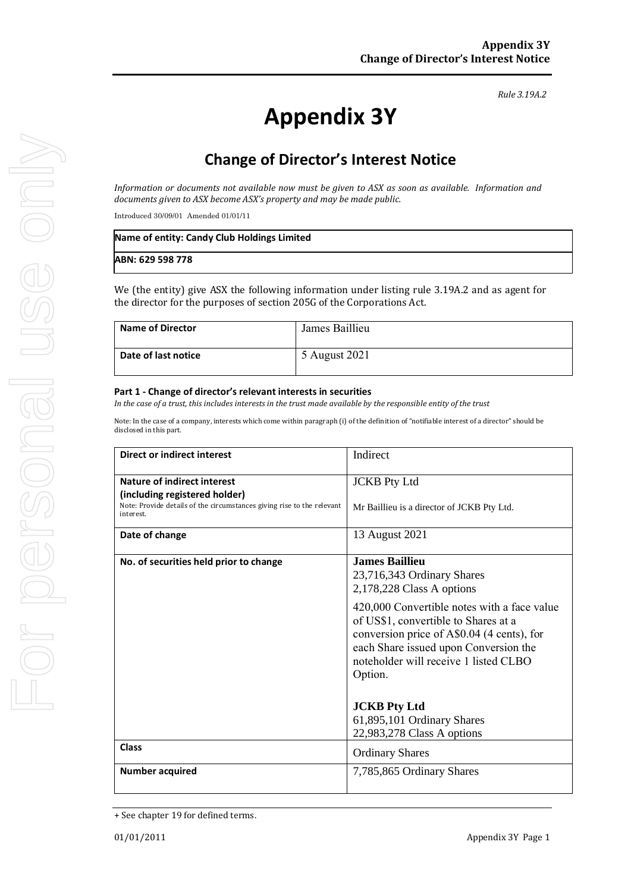*Rule 3.19A.2*

# Appendix 3Y

## Change of Director's Interest Notice

*Information or documents not available now must be given to ASX as soon as available. Information and documents given to ASX become ASX's property and may be made public.*

Introduced 30/09/01 Amended 01/01/11

| **Name of entity: Candy Club Holdings Limited** |
|---|
| **ABN: 629 598 778** |

We (the entity) give ASX the following information under listing rule 3.19A.2 and as agent for the director for the purposes of section 205G of the Corporations Act.

| **Name of Director** | James Baillieu |
|---|---|
| **Date of last notice** | 5 August 2021 |

#### Part 1 - Change of director's relevant interests in securities

*In the case of a trust, this includes interests in the trust made available by the responsible entity of the trust*

Note: In the case of a company, interests which come within paragraph (i) of the definition of "notifiable interest of a director" should be disclosed in this part.

| **Direct or indirect interest** | Indirect |
|---|---|
| **Nature of indirect interest (including registered holder)** Note: Provide details of the circumstances giving rise to the relevant interest. | JCKB Pty Ltd<br><br>Mr Baillieu is a director of JCKB Pty Ltd. |
| **Date of change** | 13 August 2021 |
| **No. of securities held prior to change** | **James Baillieu**<br>23,716,343 Ordinary Shares<br>2,178,228 Class A options<br><br>420,000 Convertible notes with a face value of US$1, convertible to Shares at a conversion price of A$0.04 (4 cents), for each Share issued upon Conversion the noteholder will receive 1 listed CLBO Option.<br><br>**JCKB Pty Ltd**<br>61,895,101 Ordinary Shares<br>22,983,278 Class A options |
| **Class** | Ordinary Shares |
| **Number acquired** | 7,785,865 Ordinary Shares |

+ See chapter 19 for defined terms.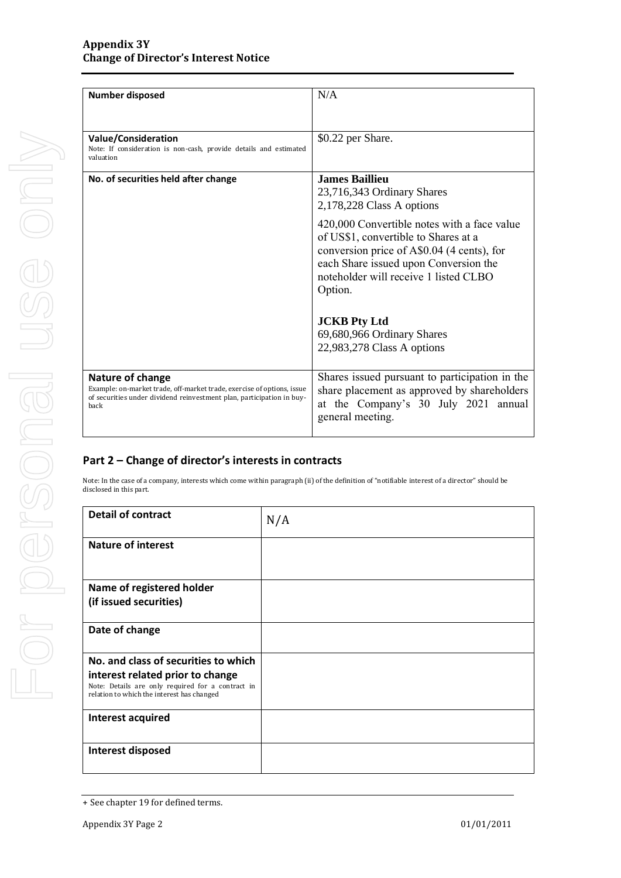| Number disposed | N/A |
|---|---|
| **Value/Consideration**<br>Note: If consideration is non-cash, provide details and estimated valuation | $0.22 per Share. |
| **No. of securities held after change** | **James Baillieu**<br>23,716,343 Ordinary Shares<br>2,178,228 Class A options<br><br>420,000 Convertible notes with a face value of US$1, convertible to Shares at a conversion price of A$0.04 (4 cents), for each Share issued upon Conversion the noteholder will receive 1 listed CLBO Option.<br><br>**JCKB Pty Ltd**<br>69,680,966 Ordinary Shares<br>22,983,278 Class A options |
| **Nature of change**<br>Example: on-market trade, off-market trade, exercise of options, issue of securities under dividend reinvestment plan, participation in buy-back | Shares issued pursuant to participation in the share placement as approved by shareholders at the Company's 30 July 2021 annual general meeting. |

## Part 2 – Change of director's interests in contracts

Note: In the case of a company, interests which come within paragraph (ii) of the definition of "notifiable interest of a director" should be disclosed in this part.

| Detail of contract | N/A |
|---|---|
| **Nature of interest** | |
| **Name of registered holder (if issued securities)** | |
| **Date of change** | |
| **No. and class of securities to which interest related prior to change**<br>Note: Details are only required for a contract in relation to which the interest has changed | |
| **Interest acquired** | |
| **Interest disposed** | |

+ See chapter 19 for defined terms.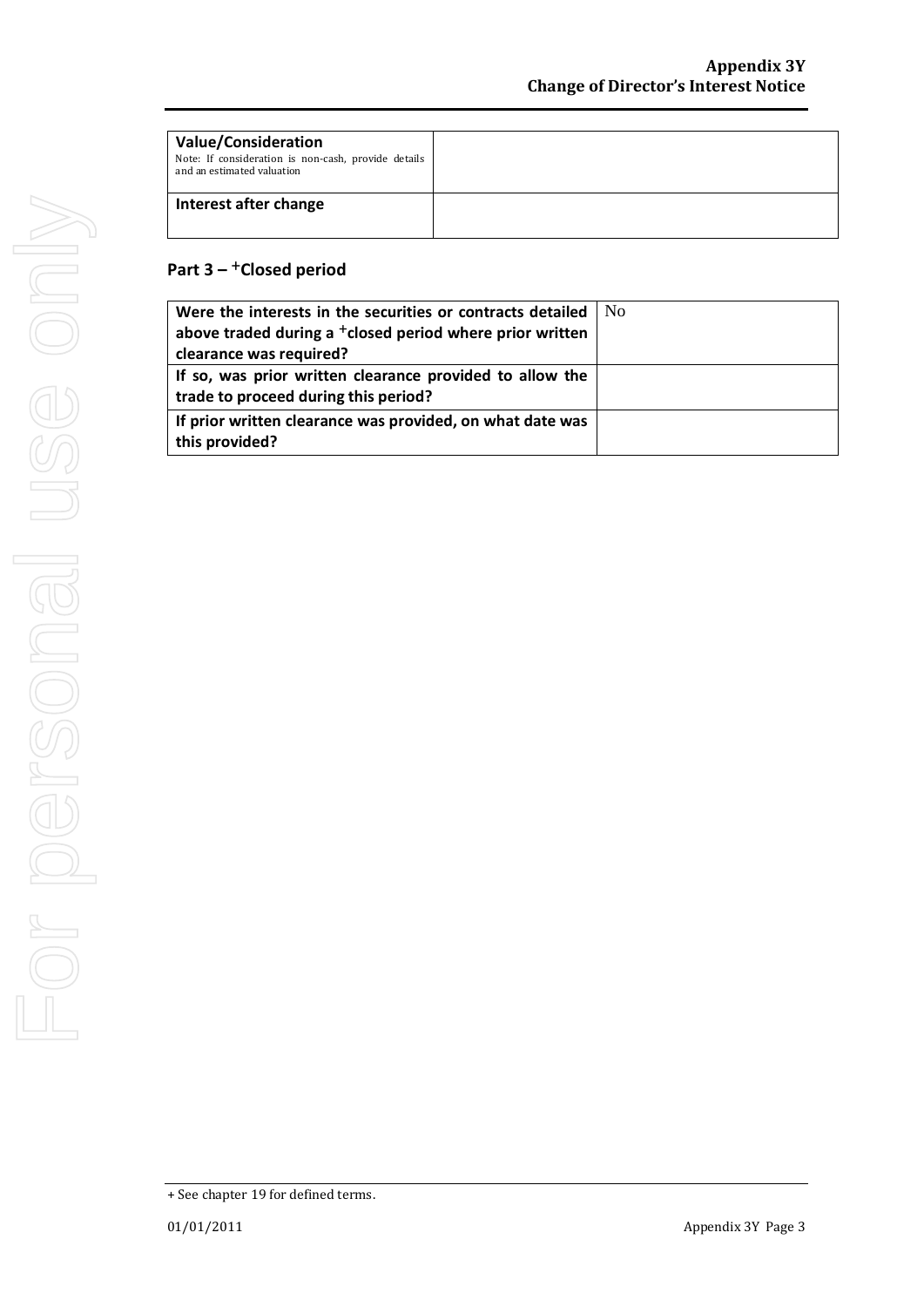| | |
|---|---|
| **Value/Consideration**<br>Note: If consideration is non-cash, provide details and an estimated valuation | |
| **Interest after change** | |

## Part 3 – +Closed period

| | |
|---|---|
| **Were the interests in the securities or contracts detailed above traded during a +closed period where prior written clearance was required?** | No |
| **If so, was prior written clearance provided to allow the trade to proceed during this period?** | |
| **If prior written clearance was provided, on what date was this provided?** | |

+ See chapter 19 for defined terms.